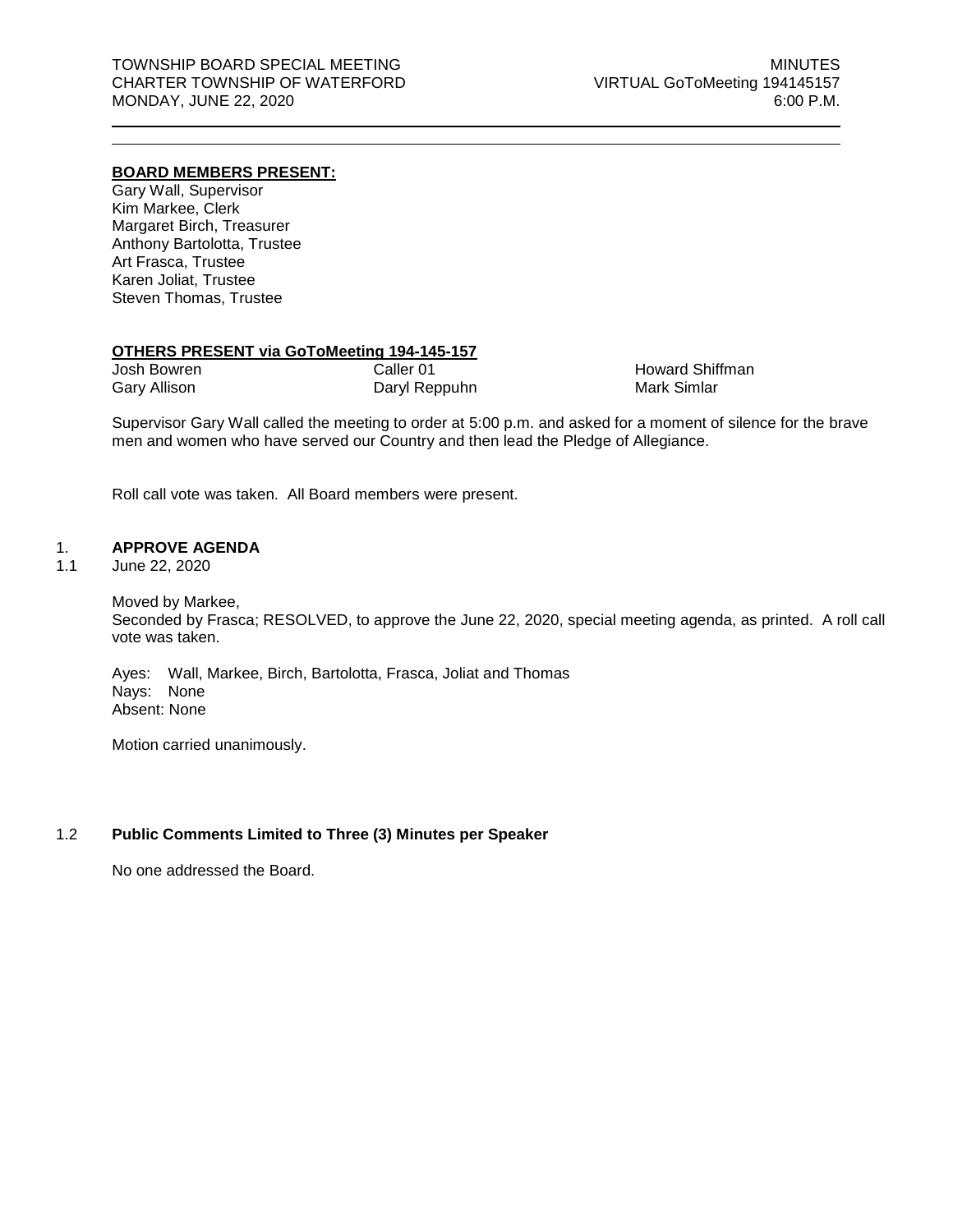TOWNSHIP BOARD SPECIAL MEETING
CHARTER TOWNSHIP OF WATERFORD
MONDAY, JUNE 22, 2020

MINUTES
VIRTUAL GoToMeeting 194145157
6:00 P.M.

---

**BOARD MEMBERS PRESENT:**

Gary Wall, Supervisor
Kim Markee, Clerk
Margaret Birch, Treasurer
Anthony Bartolotta, Trustee
Art Frasca, Trustee
Karen Joliat, Trustee
Steven Thomas, Trustee

**OTHERS PRESENT via GoToMeeting 194-145-157**

| | | |
|---|---|---|
| Josh Bowren | Caller 01 | Howard Shiffman |
| Gary Allison | Daryl Reppuhn | Mark Simlar |

Supervisor Gary Wall called the meeting to order at 5:00 p.m. and asked for a moment of silence for the brave men and women who have served our Country and then lead the Pledge of Allegiance.

Roll call vote was taken. All Board members were present.

1. **APPROVE AGENDA**

1.1 June 22, 2020

Moved by Markee,
Seconded by Frasca; RESOLVED, to approve the June 22, 2020, special meeting agenda, as printed. A roll call vote was taken.

Ayes: Wall, Markee, Birch, Bartolotta, Frasca, Joliat and Thomas
Nays: None
Absent: None

Motion carried unanimously.

1.2 **Public Comments Limited to Three (3) Minutes per Speaker**

No one addressed the Board.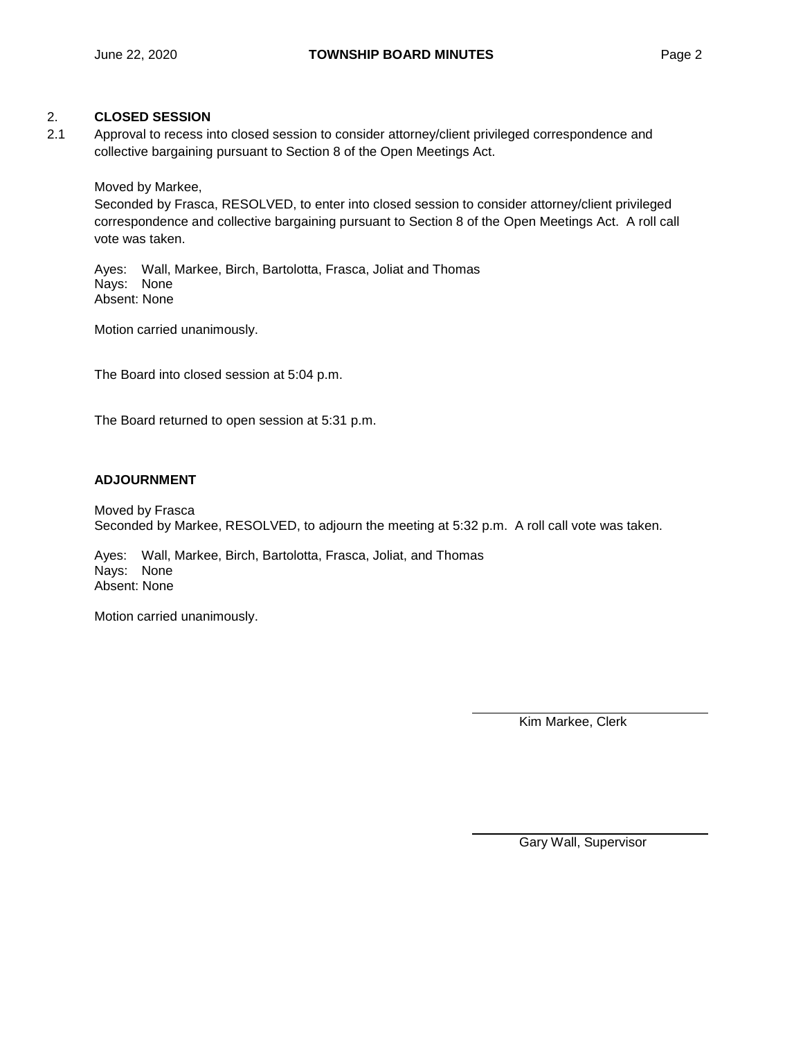## 2. CLOSED SESSION

2.1 Approval to recess into closed session to consider attorney/client privileged correspondence and collective bargaining pursuant to Section 8 of the Open Meetings Act.

Moved by Markee,
Seconded by Frasca, RESOLVED, to enter into closed session to consider attorney/client privileged correspondence and collective bargaining pursuant to Section 8 of the Open Meetings Act. A roll call vote was taken.

Ayes: Wall, Markee, Birch, Bartolotta, Frasca, Joliat and Thomas
Nays: None
Absent: None

Motion carried unanimously.

The Board into closed session at 5:04 p.m.

The Board returned to open session at 5:31 p.m.

### ADJOURNMENT

Moved by Frasca
Seconded by Markee, RESOLVED, to adjourn the meeting at 5:32 p.m. A roll call vote was taken.

Ayes: Wall, Markee, Birch, Bartolotta, Frasca, Joliat, and Thomas
Nays: None
Absent: None

Motion carried unanimously.

Kim Markee, Clerk

Gary Wall, Supervisor